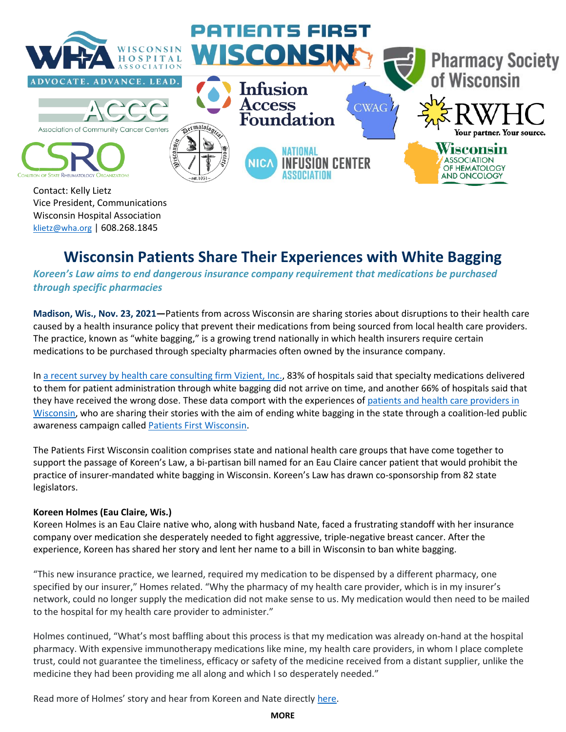Contact: Kelly Lietz
Vice President, Communications
Wisconsin Hospital Association
[klietz@wha.org](mailto:klietz@wha.org) | 608.268.1845

# Wisconsin Patients Share Their Experiences with White Bagging

***Koreen's Law aims to end dangerous insurance company requirement that medications be purchased through specific pharmacies***

**Madison, Wis., Nov. 23, 2021**—Patients from across Wisconsin are sharing stories about disruptions to their health care caused by a health insurance policy that prevent their medications from being sourced from local health care providers. The practice, known as "white bagging," is a growing trend nationally in which health insurers require certain medications to be purchased through specialty pharmacies often owned by the insurance company.

In a recent survey by health care consulting firm Vizient, Inc., 83% of hospitals said that specialty medications delivered to them for patient administration through white bagging did not arrive on time, and another 66% of hospitals said that they have received the wrong dose. These data comport with the experiences of patients and health care providers in Wisconsin, who are sharing their stories with the aim of ending white bagging in the state through a coalition-led public awareness campaign called Patients First Wisconsin.

The Patients First Wisconsin coalition comprises state and national health care groups that have come together to support the passage of Koreen's Law, a bi-partisan bill named for an Eau Claire cancer patient that would prohibit the practice of insurer-mandated white bagging in Wisconsin. Koreen's Law has drawn co-sponsorship from 82 state legislators.

**Koreen Holmes (Eau Claire, Wis.)**
Koreen Holmes is an Eau Claire native who, along with husband Nate, faced a frustrating standoff with her insurance company over medication she desperately needed to fight aggressive, triple-negative breast cancer. After the experience, Koreen has shared her story and lent her name to a bill in Wisconsin to ban white bagging.

"This new insurance practice, we learned, required my medication to be dispensed by a different pharmacy, one specified by our insurer," Homes related. "Why the pharmacy of my health care provider, which is in my insurer's network, could no longer supply the medication did not make sense to us. My medication would then need to be mailed to the hospital for my health care provider to administer."

Holmes continued, "What's most baffling about this process is that my medication was already on-hand at the hospital pharmacy. With expensive immunotherapy medications like mine, my health care providers, in whom I place complete trust, could not guarantee the timeliness, efficacy or safety of the medicine received from a distant supplier, unlike the medicine they had been providing me all along and which I so desperately needed."

Read more of Holmes' story and hear from Koreen and Nate directly here.

**MORE**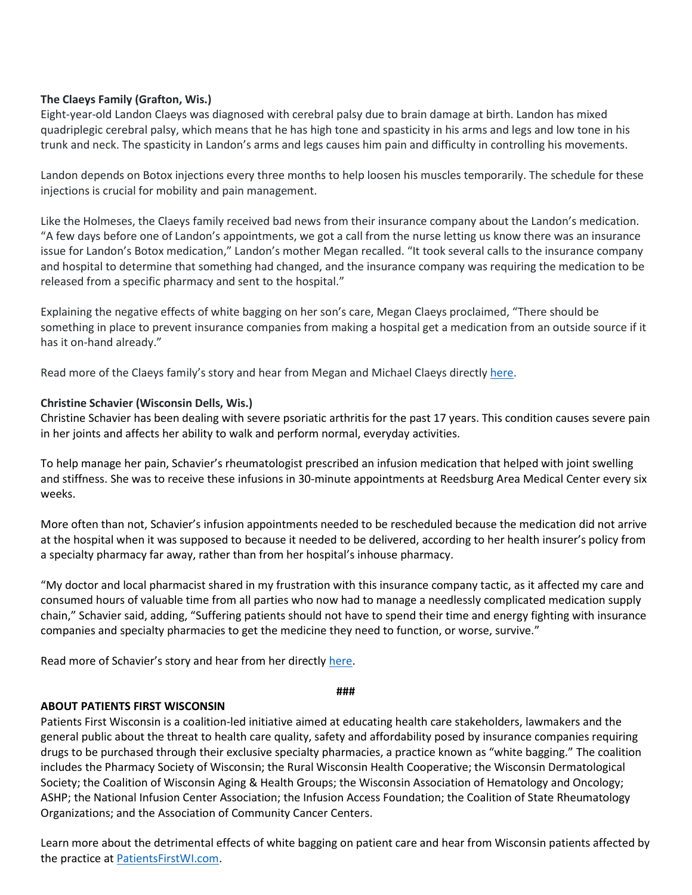**The Claeys Family (Grafton, Wis.)**
Eight-year-old Landon Claeys was diagnosed with cerebral palsy due to brain damage at birth. Landon has mixed quadriplegic cerebral palsy, which means that he has high tone and spasticity in his arms and legs and low tone in his trunk and neck. The spasticity in Landon's arms and legs causes him pain and difficulty in controlling his movements.

Landon depends on Botox injections every three months to help loosen his muscles temporarily. The schedule for these injections is crucial for mobility and pain management.

Like the Holmeses, the Claeys family received bad news from their insurance company about the Landon's medication. "A few days before one of Landon's appointments, we got a call from the nurse letting us know there was an insurance issue for Landon's Botox medication," Landon's mother Megan recalled. "It took several calls to the insurance company and hospital to determine that something had changed, and the insurance company was requiring the medication to be released from a specific pharmacy and sent to the hospital."

Explaining the negative effects of white bagging on her son's care, Megan Claeys proclaimed, "There should be something in place to prevent insurance companies from making a hospital get a medication from an outside source if it has it on-hand already."

Read more of the Claeys family's story and hear from Megan and Michael Claeys directly here.

**Christine Schavier (Wisconsin Dells, Wis.)**
Christine Schavier has been dealing with severe psoriatic arthritis for the past 17 years. This condition causes severe pain in her joints and affects her ability to walk and perform normal, everyday activities.

To help manage her pain, Schavier's rheumatologist prescribed an infusion medication that helped with joint swelling and stiffness. She was to receive these infusions in 30-minute appointments at Reedsburg Area Medical Center every six weeks.

More often than not, Schavier's infusion appointments needed to be rescheduled because the medication did not arrive at the hospital when it was supposed to because it needed to be delivered, according to her health insurer's policy from a specialty pharmacy far away, rather than from her hospital's inhouse pharmacy.

"My doctor and local pharmacist shared in my frustration with this insurance company tactic, as it affected my care and consumed hours of valuable time from all parties who now had to manage a needlessly complicated medication supply chain," Schavier said, adding, "Suffering patients should not have to spend their time and energy fighting with insurance companies and specialty pharmacies to get the medicine they need to function, or worse, survive."

Read more of Schavier's story and hear from her directly here.

###

**ABOUT PATIENTS FIRST WISCONSIN**
Patients First Wisconsin is a coalition-led initiative aimed at educating health care stakeholders, lawmakers and the general public about the threat to health care quality, safety and affordability posed by insurance companies requiring drugs to be purchased through their exclusive specialty pharmacies, a practice known as "white bagging." The coalition includes the Pharmacy Society of Wisconsin; the Rural Wisconsin Health Cooperative; the Wisconsin Dermatological Society; the Coalition of Wisconsin Aging & Health Groups; the Wisconsin Association of Hematology and Oncology; ASHP; the National Infusion Center Association; the Infusion Access Foundation; the Coalition of State Rheumatology Organizations; and the Association of Community Cancer Centers.

Learn more about the detrimental effects of white bagging on patient care and hear from Wisconsin patients affected by the practice at PatientsFirstWI.com.